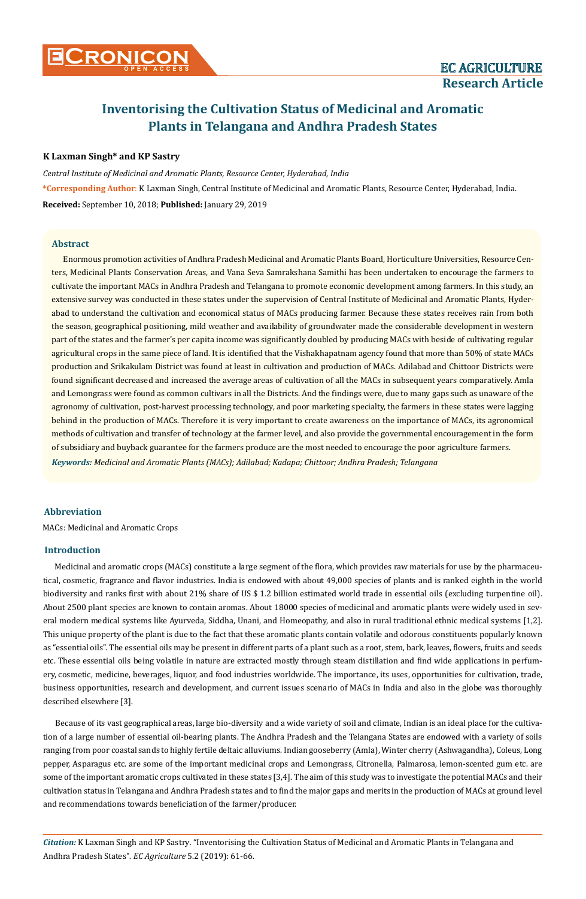# Inventorising the Cultivation Status of Medicinal and Aromatic Plants in Telangana and Andhra Pradesh States

**K Laxman Singh* and KP Sastry**

*Central Institute of Medicinal and Aromatic Plants, Resource Center, Hyderabad, India*

***Corresponding Author**: K Laxman Singh, Central Institute of Medicinal and Aromatic Plants, Resource Center, Hyderabad, India.

**Received:** September 10, 2018; **Published:** January 29, 2019

## Abstract

Enormous promotion activities of Andhra Pradesh Medicinal and Aromatic Plants Board, Horticulture Universities, Resource Centers, Medicinal Plants Conservation Areas, and Vana Seva Samrakshana Samithi has been undertaken to encourage the farmers to cultivate the important MACs in Andhra Pradesh and Telangana to promote economic development among farmers. In this study, an extensive survey was conducted in these states under the supervision of Central Institute of Medicinal and Aromatic Plants, Hyderabad to understand the cultivation and economical status of MACs producing farmer. Because these states receives rain from both the season, geographical positioning, mild weather and availability of groundwater made the considerable development in western part of the states and the farmer's per capita income was significantly doubled by producing MACs with beside of cultivating regular agricultural crops in the same piece of land. It is identified that the Vishakhapatnam agency found that more than 50% of state MACs production and Srikakulam District was found at least in cultivation and production of MACs. Adilabad and Chittoor Districts were found significant decreased and increased the average areas of cultivation of all the MACs in subsequent years comparatively. Amla and Lemongrass were found as common cultivars in all the Districts. And the findings were, due to many gaps such as unaware of the agronomy of cultivation, post-harvest processing technology, and poor marketing specialty, the farmers in these states were lagging behind in the production of MACs. Therefore it is very important to create awareness on the importance of MACs, its agronomical methods of cultivation and transfer of technology at the farmer level, and also provide the governmental encouragement in the form of subsidiary and buyback guarantee for the farmers produce are the most needed to encourage the poor agriculture farmers.

***Keywords:*** *Medicinal and Aromatic Plants (MACs); Adilabad; Kadapa; Chittoor; Andhra Pradesh; Telangana*

## Abbreviation

MACs: Medicinal and Aromatic Crops

## Introduction

Medicinal and aromatic crops (MACs) constitute a large segment of the flora, which provides raw materials for use by the pharmaceutical, cosmetic, fragrance and flavor industries. India is endowed with about 49,000 species of plants and is ranked eighth in the world biodiversity and ranks first with about 21% share of US $ 1.2 billion estimated world trade in essential oils (excluding turpentine oil). About 2500 plant species are known to contain aromas. About 18000 species of medicinal and aromatic plants were widely used in several modern medical systems like Ayurveda, Siddha, Unani, and Homeopathy, and also in rural traditional ethnic medical systems [1,2]. This unique property of the plant is due to the fact that these aromatic plants contain volatile and odorous constituents popularly known as "essential oils". The essential oils may be present in different parts of a plant such as a root, stem, bark, leaves, flowers, fruits and seeds etc. These essential oils being volatile in nature are extracted mostly through steam distillation and find wide applications in perfumery, cosmetic, medicine, beverages, liquor, and food industries worldwide. The importance, its uses, opportunities for cultivation, trade, business opportunities, research and development, and current issues scenario of MACs in India and also in the globe was thoroughly described elsewhere [3].

Because of its vast geographical areas, large bio-diversity and a wide variety of soil and climate, Indian is an ideal place for the cultivation of a large number of essential oil-bearing plants. The Andhra Pradesh and the Telangana States are endowed with a variety of soils ranging from poor coastal sands to highly fertile deltaic alluviums. Indian gooseberry (Amla), Winter cherry (Ashwagandha), Coleus, Long pepper, Asparagus etc. are some of the important medicinal crops and Lemongrass, Citronella, Palmarosa, lemon-scented gum etc. are some of the important aromatic crops cultivated in these states [3,4]. The aim of this study was to investigate the potential MACs and their cultivation status in Telangana and Andhra Pradesh states and to find the major gaps and merits in the production of MACs at ground level and recommendations towards beneficiation of the farmer/producer.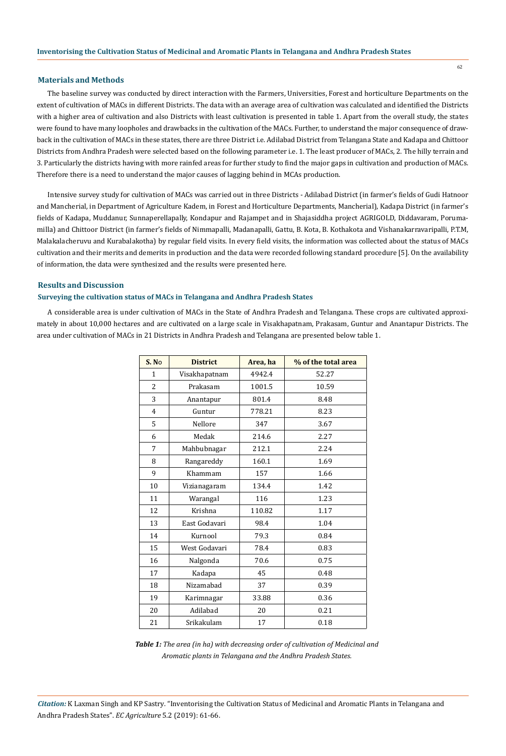## Materials and Methods

The baseline survey was conducted by direct interaction with the Farmers, Universities, Forest and horticulture Departments on the extent of cultivation of MACs in different Districts. The data with an average area of cultivation was calculated and identified the Districts with a higher area of cultivation and also Districts with least cultivation is presented in table 1. Apart from the overall study, the states were found to have many loopholes and drawbacks in the cultivation of the MACs. Further, to understand the major consequence of drawback in the cultivation of MACs in these states, there are three District i.e. Adilabad District from Telangana State and Kadapa and Chittoor Districts from Andhra Pradesh were selected based on the following parameter i.e. 1. The least producer of MACs, 2. The hilly terrain and 3. Particularly the districts having with more rainfed areas for further study to find the major gaps in cultivation and production of MACs. Therefore there is a need to understand the major causes of lagging behind in MCAs production.

Intensive survey study for cultivation of MACs was carried out in three Districts - Adilabad District (in farmer's fields of Gudi Hatnoor and Mancherial, in Department of Agriculture Kadem, in Forest and Horticulture Departments, Mancherial), Kadapa District (in farmer's fields of Kadapa, Muddanur, Sunnaperellapally, Kondapur and Rajampet and in Shajasiddha project AGRIGOLD, Diddavaram, Porumamilla) and Chittoor District (in farmer's fields of Nimmapalli, Madanapalli, Gattu, B. Kota, B. Kothakota and Vishanakarravaripalli, P.T.M, Malakalacheruvu and Kurabalakotha) by regular field visits. In every field visits, the information was collected about the status of MACs cultivation and their merits and demerits in production and the data were recorded following standard procedure [5]. On the availability of information, the data were synthesized and the results were presented here.

## Results and Discussion

### Surveying the cultivation status of MACs in Telangana and Andhra Pradesh States

A considerable area is under cultivation of MACs in the State of Andhra Pradesh and Telangana. These crops are cultivated approximately in about 10,000 hectares and are cultivated on a large scale in Visakhapatnam, Prakasam, Guntur and Anantapur Districts. The area under cultivation of MACs in 21 Districts in Andhra Pradesh and Telangana are presented below table 1.

| S. No | District | Area, ha | % of the total area |
|---|---|---|---|
| 1 | Visakhapatnam | 4942.4 | 52.27 |
| 2 | Prakasam | 1001.5 | 10.59 |
| 3 | Anantapur | 801.4 | 8.48 |
| 4 | Guntur | 778.21 | 8.23 |
| 5 | Nellore | 347 | 3.67 |
| 6 | Medak | 214.6 | 2.27 |
| 7 | Mahbubnagar | 212.1 | 2.24 |
| 8 | Rangareddy | 160.1 | 1.69 |
| 9 | Khammam | 157 | 1.66 |
| 10 | Vizianagaram | 134.4 | 1.42 |
| 11 | Warangal | 116 | 1.23 |
| 12 | Krishna | 110.82 | 1.17 |
| 13 | East Godavari | 98.4 | 1.04 |
| 14 | Kurnool | 79.3 | 0.84 |
| 15 | West Godavari | 78.4 | 0.83 |
| 16 | Nalgonda | 70.6 | 0.75 |
| 17 | Kadapa | 45 | 0.48 |
| 18 | Nizamabad | 37 | 0.39 |
| 19 | Karimnagar | 33.88 | 0.36 |
| 20 | Adilabad | 20 | 0.21 |
| 21 | Srikakulam | 17 | 0.18 |

***Table 1:*** *The area (in ha) with decreasing order of cultivation of Medicinal and Aromatic plants in Telangana and the Andhra Pradesh States.*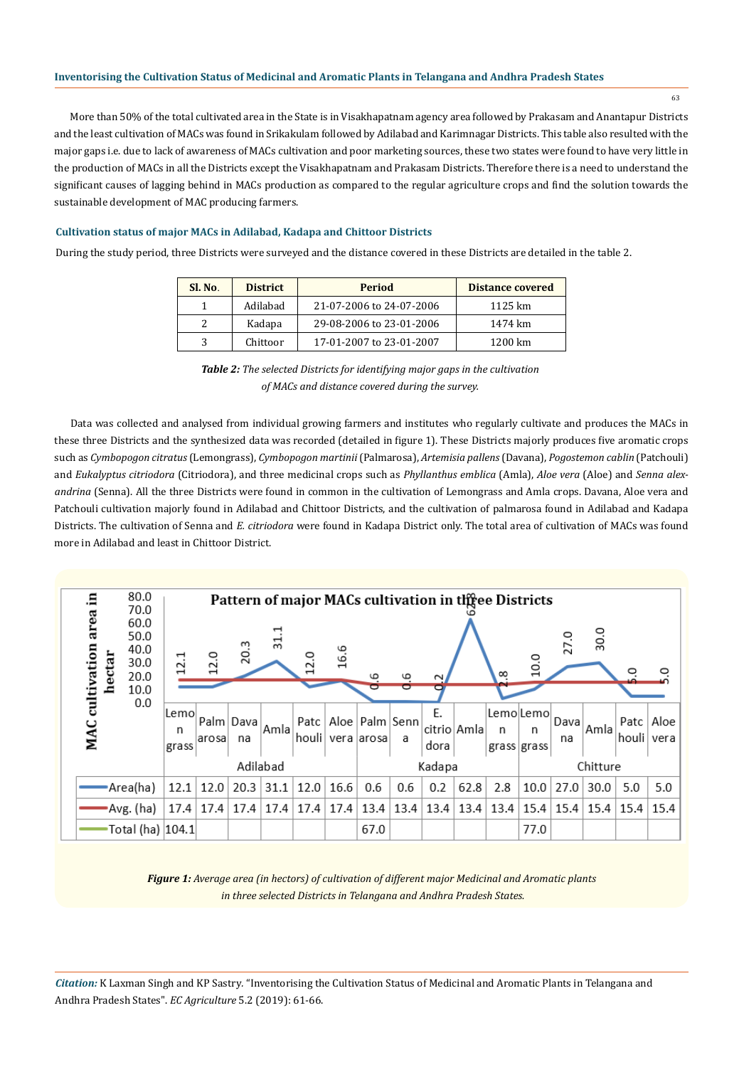More than 50% of the total cultivated area in the State is in Visakhapatnam agency area followed by Prakasam and Anantapur Districts and the least cultivation of MACs was found in Srikakulam followed by Adilabad and Karimnagar Districts. This table also resulted with the major gaps i.e. due to lack of awareness of MACs cultivation and poor marketing sources, these two states were found to have very little in the production of MACs in all the Districts except the Visakhapatnam and Prakasam Districts. Therefore there is a need to understand the significant causes of lagging behind in MACs production as compared to the regular agriculture crops and find the solution towards the sustainable development of MAC producing farmers.

### Cultivation status of major MACs in Adilabad, Kadapa and Chittoor Districts

During the study period, three Districts were surveyed and the distance covered in these Districts are detailed in the table 2.

| Sl. No. | District | Period | Distance covered |
|---|---|---|---|
| 1 | Adilabad | 21-07-2006 to 24-07-2006 | 1125 km |
| 2 | Kadapa | 29-08-2006 to 23-01-2006 | 1474 km |
| 3 | Chittoor | 17-01-2007 to 23-01-2007 | 1200 km |

***Table 2:*** *The selected Districts for identifying major gaps in the cultivation of MACs and distance covered during the survey.*

Data was collected and analysed from individual growing farmers and institutes who regularly cultivate and produces the MACs in these three Districts and the synthesized data was recorded (detailed in figure 1). These Districts majorly produces five aromatic crops such as *Cymbopogon citratus* (Lemongrass), *Cymbopogon martinii* (Palmarosa), *Artemisia pallens* (Davana), *Pogostemon cablin* (Patchouli) and *Eukalyptus citriodora* (Citriodora), and three medicinal crops such as *Phyllanthus emblica* (Amla), *Aloe vera* (Aloe) and *Senna alexandrina* (Senna). All the three Districts were found in common in the cultivation of Lemongrass and Amla crops. Davana, Aloe vera and Patchouli cultivation majorly found in Adilabad and Chittoor Districts, and the cultivation of palmarosa found in Adilabad and Kadapa Districts. The cultivation of Senna and *E. citriodora* were found in Kadapa District only. The total area of cultivation of MACs was found more in Adilabad and least in Chittoor District.

**Pattern of major MACs cultivation in three Districts**

| | Adilabad | | | | | | Kadapa | | | | | Chitture | | | | |
|---|---|---|---|---|---|---|---|---|---|---|---|---|---|---|---|---|
| | Lemongrass | Palmarosa | Davana | Amla | Patchouli | Aloe vera | Palmarosa | Senna | E. citriodora | Amla | Lemongrass | Lemongrass | Davana | Amla | Patchouli | Aloe vera |
| Area(ha) | 12.1 | 12.0 | 20.3 | 31.1 | 12.0 | 16.6 | 0.6 | 0.6 | 0.2 | 62.8 | 2.8 | 10.0 | 27.0 | 30.0 | 5.0 | 5.0 |
| Avg. (ha) | 17.4 | 17.4 | 17.4 | 17.4 | 17.4 | 17.4 | 13.4 | 13.4 | 13.4 | 13.4 | 13.4 | 15.4 | 15.4 | 15.4 | 15.4 | 15.4 |
| Total (ha) | 104.1 | | | | | | 67.0 | | | | | 77.0 | | | | |

***Figure 1:*** *Average area (in hectors) of cultivation of different major Medicinal and Aromatic plants in three selected Districts in Telangana and Andhra Pradesh States.*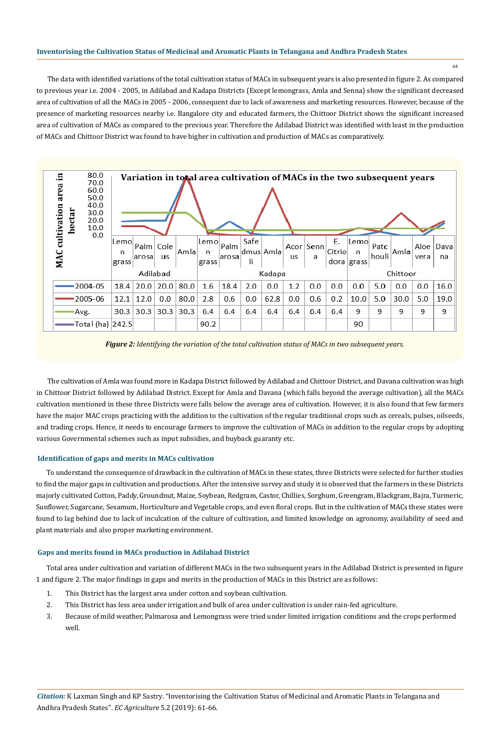The data with identified variations of the total cultivation status of MACs in subsequent years is also presented in figure 2. As compared to previous year i.e. 2004 - 2005, in Adilabad and Kadapa Districts (Except lemongrass, Amla and Senna) show the significant decreased area of cultivation of all the MACs in 2005 - 2006, consequent due to lack of awareness and marketing resources. However, because of the presence of marketing resources nearby i.e. Bangalore city and educated farmers, the Chittoor District shows the significant increased area of cultivation of MACs as compared to the previous year. Therefore the Adilabad District was identified with least in the production of MACs and Chittoor District was found to have higher in cultivation and production of MACs as comparatively.

| | Adilabad | | | | Kadapa | | | | | | | Chittoor | | | | |
|---|---|---|---|---|---|---|---|---|---|---|---|---|---|---|---|---|
| | Lemon grass | Palmarosa | Coleus | Amla | Lemon grass | Palmarosa | Safedmusli | Amla | Acorus | Senna | E. Citriodora | Lemon grass | Patchouli | Amla | Aloe vera | Davana |
| 2004-05 | 18.4 | 20.0 | 20.0 | 80.0 | 1.6 | 18.4 | 2.0 | 0.0 | 1.2 | 0.0 | 0.0 | 0.0 | 5.0 | 0.0 | 0.0 | 16.0 |
| 2005-06 | 12.1 | 12.0 | 0.0 | 80.0 | 2.8 | 0.6 | 0.0 | 62.8 | 0.0 | 0.6 | 0.2 | 10.0 | 5.0 | 30.0 | 5.0 | 19.0 |
| Avg. | 30.3 | 30.3 | 30.3 | 30.3 | 6.4 | 6.4 | 6.4 | 6.4 | 6.4 | 6.4 | 6.4 | 9 | 9 | 9 | 9 | 9 |
| Total (ha) | 242.5 | | | | 90.2 | | | | | | | 90 | | | | |

*Figure 2: Identifying the variation of the total cultivation status of MACs in two subsequent years.*

The cultivation of Amla was found more in Kadapa District followed by Adilabad and Chittoor District, and Davana cultivation was high in Chittoor District followed by Adilabad District. Except for Amla and Davana (which falls beyond the average cultivation), all the MACs cultivation mentioned in these three Districts were falls below the average area of cultivation. However, it is also found that few farmers have the major MAC crops practicing with the addition to the cultivation of the regular traditional crops such as cereals, pulses, oilseeds, and trading crops. Hence, it needs to encourage farmers to improve the cultivation of MACs in addition to the regular crops by adopting various Governmental schemes such as input subsidies, and buyback guaranty etc.

### Identification of gaps and merits in MACs cultivation

To understand the consequence of drawback in the cultivation of MACs in these states, three Districts were selected for further studies to find the major gaps in cultivation and productions. After the intensive survey and study it is observed that the farmers in these Districts majorly cultivated Cotton, Paddy, Groundnut, Maize, Soybean, Redgram, Castor, Chillies, Sorghum, Greengram, Blackgram, Bajra, Turmeric, Sunflower, Sugarcane, Sesamum, Horticulture and Vegetable crops, and even floral crops. But in the cultivation of MACs these states were found to lag behind due to lack of inculcation of the culture of cultivation, and limited knowledge on agronomy, availability of seed and plant materials and also proper marketing environment.

### Gaps and merits found in MACs production in Adilabad District

Total area under cultivation and variation of different MACs in the two subsequent years in the Adilabad District is presented in figure 1 and figure 2. The major findings in gaps and merits in the production of MACs in this District are as follows:

1. This District has the largest area under cotton and soybean cultivation.
2. This District has less area under irrigation and bulk of area under cultivation is under rain-fed agriculture.
3. Because of mild weather, Palmarosa and Lemongrass were tried under limited irrigation conditions and the crops performed well.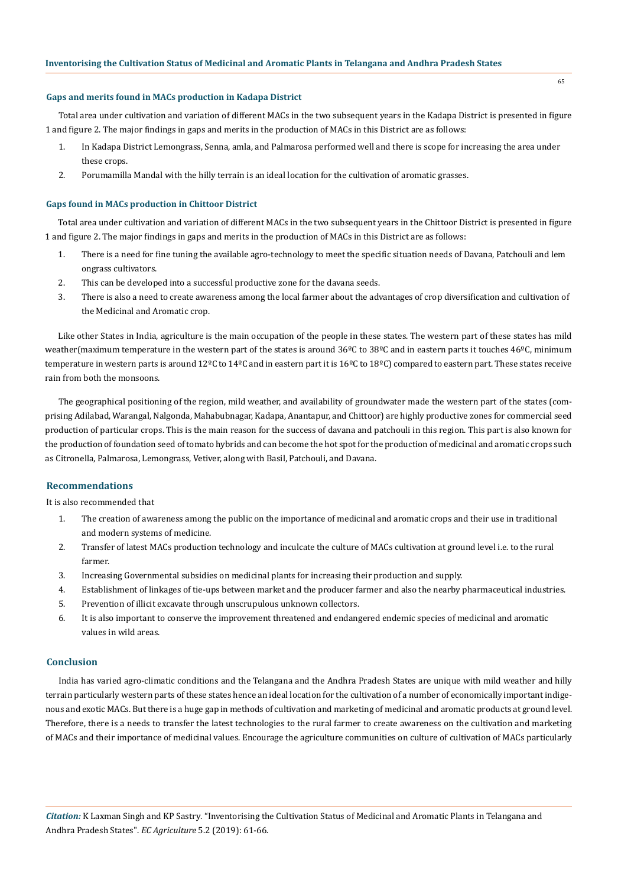#### Gaps and merits found in MACs production in Kadapa District

Total area under cultivation and variation of different MACs in the two subsequent years in the Kadapa District is presented in figure 1 and figure 2. The major findings in gaps and merits in the production of MACs in this District are as follows:

1. In Kadapa District Lemongrass, Senna, amla, and Palmarosa performed well and there is scope for increasing the area under these crops.
2. Porumamilla Mandal with the hilly terrain is an ideal location for the cultivation of aromatic grasses.

#### Gaps found in MACs production in Chittoor District

Total area under cultivation and variation of different MACs in the two subsequent years in the Chittoor District is presented in figure 1 and figure 2. The major findings in gaps and merits in the production of MACs in this District are as follows:

1. There is a need for fine tuning the available agro-technology to meet the specific situation needs of Davana, Patchouli and lem ongrass cultivators.
2. This can be developed into a successful productive zone for the davana seeds.
3. There is also a need to create awareness among the local farmer about the advantages of crop diversification and cultivation of the Medicinal and Aromatic crop.

Like other States in India, agriculture is the main occupation of the people in these states. The western part of these states has mild weather(maximum temperature in the western part of the states is around 36ºC to 38ºC and in eastern parts it touches 46ºC, minimum temperature in western parts is around 12ºC to 14ºC and in eastern part it is 16ºC to 18ºC) compared to eastern part. These states receive rain from both the monsoons.

The geographical positioning of the region, mild weather, and availability of groundwater made the western part of the states (comprising Adilabad, Warangal, Nalgonda, Mahabubnagar, Kadapa, Anantapur, and Chittoor) are highly productive zones for commercial seed production of particular crops. This is the main reason for the success of davana and patchouli in this region. This part is also known for the production of foundation seed of tomato hybrids and can become the hot spot for the production of medicinal and aromatic crops such as Citronella, Palmarosa, Lemongrass, Vetiver, along with Basil, Patchouli, and Davana.

### Recommendations

It is also recommended that

1. The creation of awareness among the public on the importance of medicinal and aromatic crops and their use in traditional and modern systems of medicine.
2. Transfer of latest MACs production technology and inculcate the culture of MACs cultivation at ground level i.e. to the rural farmer.
3. Increasing Governmental subsidies on medicinal plants for increasing their production and supply.
4. Establishment of linkages of tie-ups between market and the producer farmer and also the nearby pharmaceutical industries.
5. Prevention of illicit excavate through unscrupulous unknown collectors.
6. It is also important to conserve the improvement threatened and endangered endemic species of medicinal and aromatic values in wild areas.

### Conclusion

India has varied agro-climatic conditions and the Telangana and the Andhra Pradesh States are unique with mild weather and hilly terrain particularly western parts of these states hence an ideal location for the cultivation of a number of economically important indigenous and exotic MACs. But there is a huge gap in methods of cultivation and marketing of medicinal and aromatic products at ground level. Therefore, there is a needs to transfer the latest technologies to the rural farmer to create awareness on the cultivation and marketing of MACs and their importance of medicinal values. Encourage the agriculture communities on culture of cultivation of MACs particularly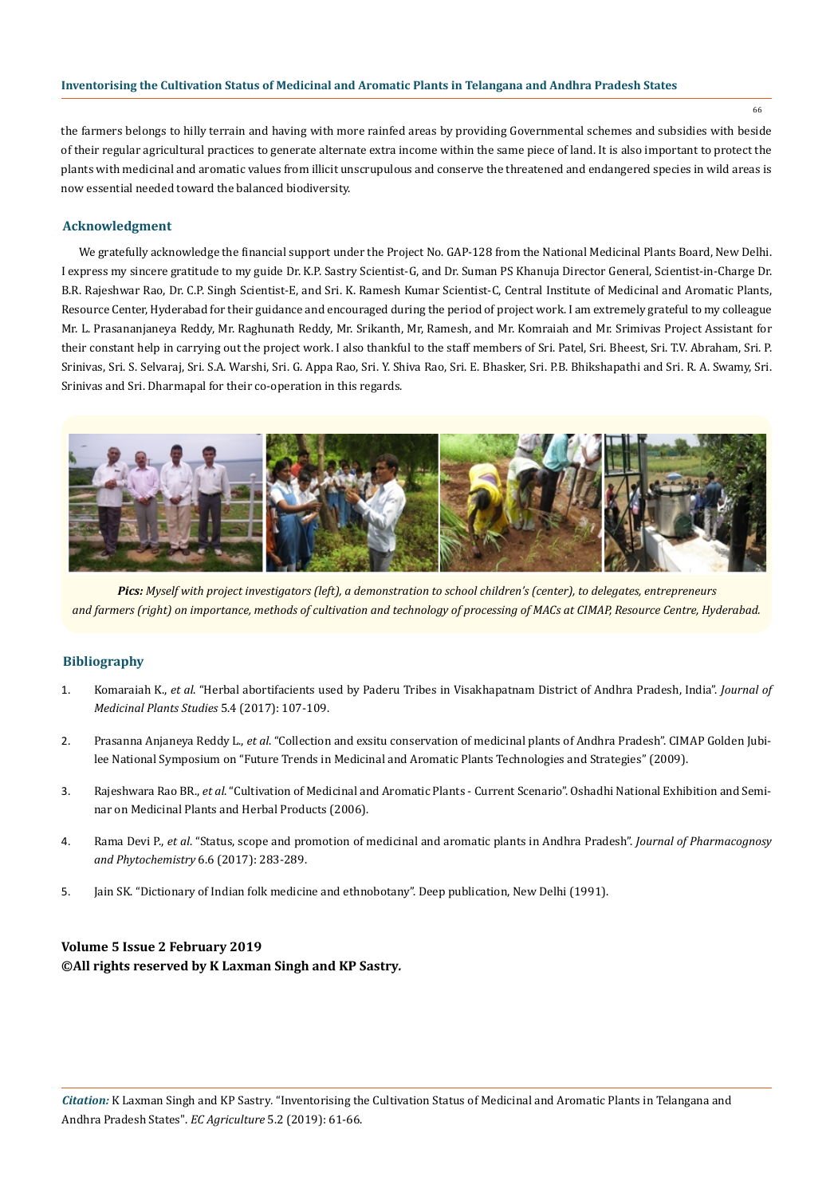the farmers belongs to hilly terrain and having with more rainfed areas by providing Governmental schemes and subsidies with beside of their regular agricultural practices to generate alternate extra income within the same piece of land. It is also important to protect the plants with medicinal and aromatic values from illicit unscrupulous and conserve the threatened and endangered species in wild areas is now essential needed toward the balanced biodiversity.

## Acknowledgment

We gratefully acknowledge the financial support under the Project No. GAP-128 from the National Medicinal Plants Board, New Delhi. I express my sincere gratitude to my guide Dr. K.P. Sastry Scientist-G, and Dr. Suman PS Khanuja Director General, Scientist-in-Charge Dr. B.R. Rajeshwar Rao, Dr. C.P. Singh Scientist-E, and Sri. K. Ramesh Kumar Scientist-C, Central Institute of Medicinal and Aromatic Plants, Resource Center, Hyderabad for their guidance and encouraged during the period of project work. I am extremely grateful to my colleague Mr. L. Prasananjaneya Reddy, Mr. Raghunath Reddy, Mr. Srikanth, Mr, Ramesh, and Mr. Komraiah and Mr. Srimivas Project Assistant for their constant help in carrying out the project work. I also thankful to the staff members of Sri. Patel, Sri. Bheest, Sri. T.V. Abraham, Sri. P. Srinivas, Sri. S. Selvaraj, Sri. S.A. Warshi, Sri. G. Appa Rao, Sri. Y. Shiva Rao, Sri. E. Bhasker, Sri. P.B. Bhikshapathi and Sri. R. A. Swamy, Sri. Srinivas and Sri. Dharmapal for their co-operation in this regards.

***Pics:*** *Myself with project investigators (left), a demonstration to school children's (center), to delegates, entrepreneurs and farmers (right) on importance, methods of cultivation and technology of processing of MACs at CIMAP, Resource Centre, Hyderabad.*

## Bibliography

1. Komaraiah K., *et al*. "Herbal abortifacients used by Paderu Tribes in Visakhapatnam District of Andhra Pradesh, India". *Journal of Medicinal Plants Studies* 5.4 (2017): 107-109.
2. Prasanna Anjaneya Reddy L., *et al*. "Collection and exsitu conservation of medicinal plants of Andhra Pradesh". CIMAP Golden Jubilee National Symposium on "Future Trends in Medicinal and Aromatic Plants Technologies and Strategies" (2009).
3. Rajeshwara Rao BR., *et al*. "Cultivation of Medicinal and Aromatic Plants - Current Scenario". Oshadhi National Exhibition and Seminar on Medicinal Plants and Herbal Products (2006).
4. Rama Devi P., *et al*. "Status, scope and promotion of medicinal and aromatic plants in Andhra Pradesh". *Journal of Pharmacognosy and Phytochemistry* 6.6 (2017): 283-289.
5. Jain SK. "Dictionary of Indian folk medicine and ethnobotany". Deep publication, New Delhi (1991).

**Volume 5 Issue 2 February 2019**
**©All rights reserved by K Laxman Singh and KP Sastry.**